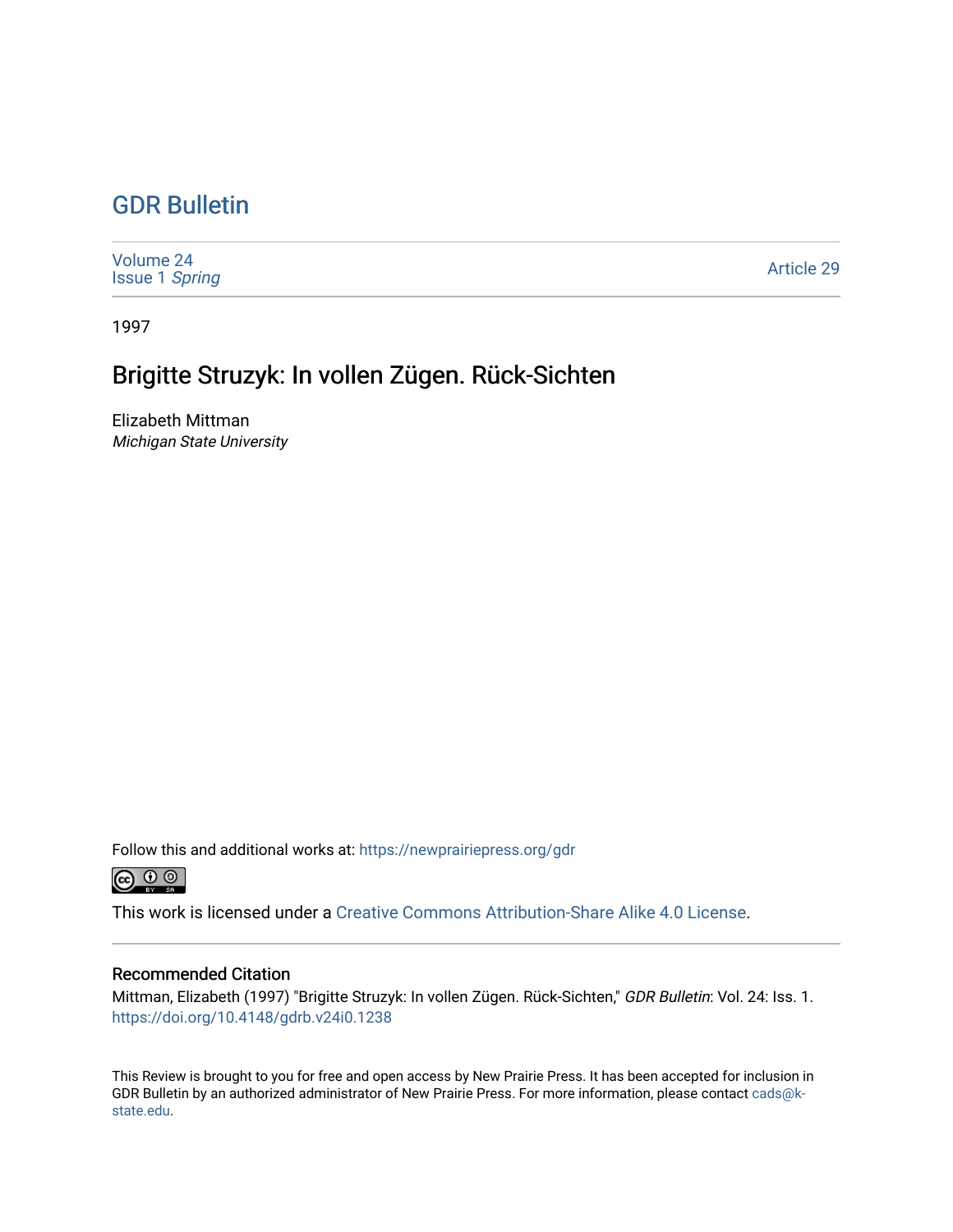# GDR Bulletin

Volume 24
Issue 1 *Spring*

Article 29

1997

## Brigitte Struzyk: In vollen Zügen. Rück-Sichten

Elizabeth Mittman
*Michigan State University*

Follow this and additional works at: https://newprairiepress.org/gdr

This work is licensed under a Creative Commons Attribution-Share Alike 4.0 License.

### Recommended Citation

Mittman, Elizabeth (1997) "Brigitte Struzyk: In vollen Zügen. Rück-Sichten," *GDR Bulletin*: Vol. 24: Iss. 1. https://doi.org/10.4148/gdrb.v24i0.1238

This Review is brought to you for free and open access by New Prairie Press. It has been accepted for inclusion in GDR Bulletin by an authorized administrator of New Prairie Press. For more information, please contact cads@k-state.edu.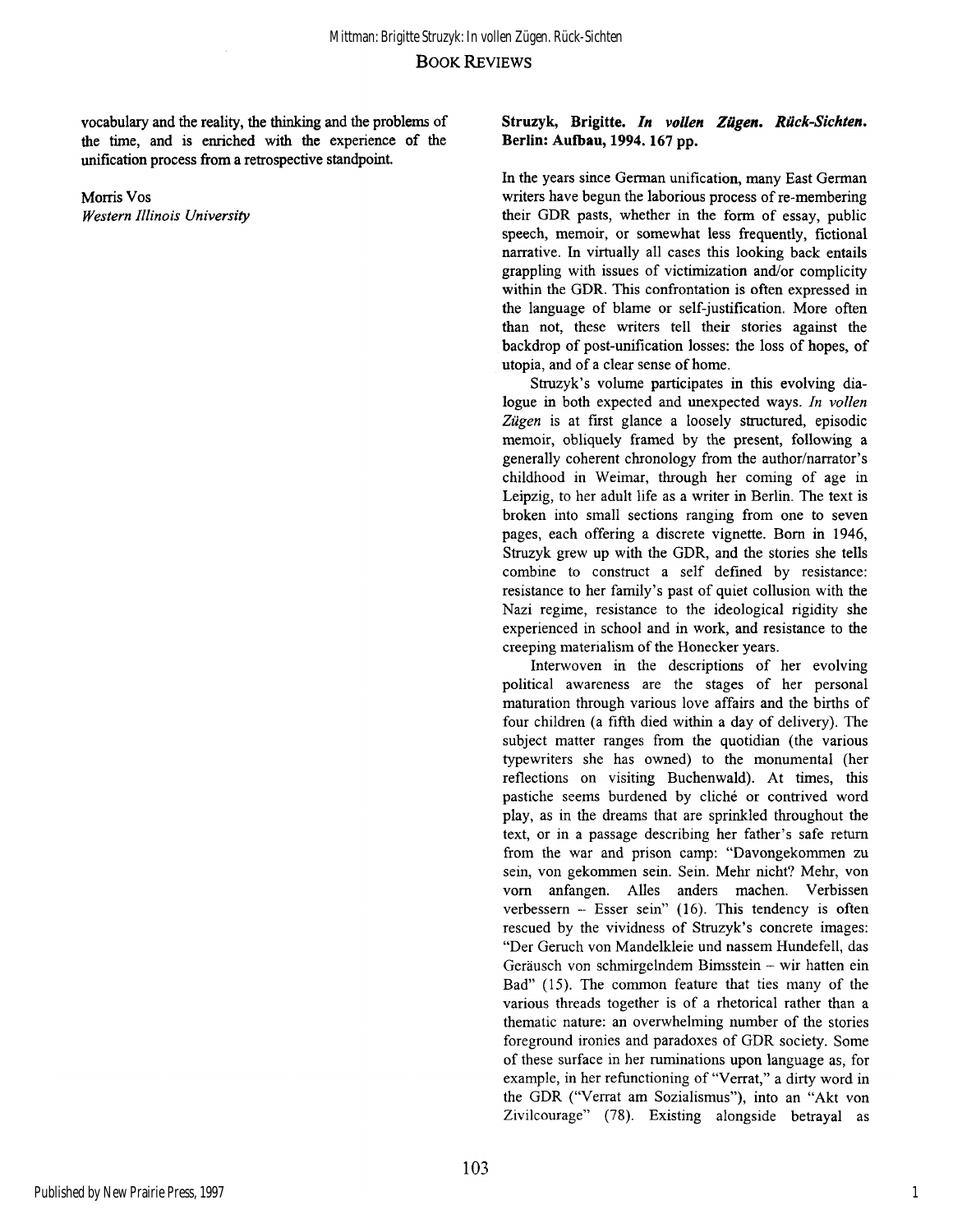vocabulary and the reality, the thinking and the problems of the time, and is enriched with the experience of the unification process from a retrospective standpoint.

Morris Vos
*Western Illinois University*

**Struzyk, Brigitte. *In vollen Zügen. Rück-Sichten.* Berlin: Aufbau, 1994. 167 pp.**

In the years since German unification, many East German writers have begun the laborious process of re-membering their GDR pasts, whether in the form of essay, public speech, memoir, or somewhat less frequently, fictional narrative. In virtually all cases this looking back entails grappling with issues of victimization and/or complicity within the GDR. This confrontation is often expressed in the language of blame or self-justification. More often than not, these writers tell their stories against the backdrop of post-unification losses: the loss of hopes, of utopia, and of a clear sense of home.

Struzyk's volume participates in this evolving dialogue in both expected and unexpected ways. *In vollen Zügen* is at first glance a loosely structured, episodic memoir, obliquely framed by the present, following a generally coherent chronology from the author/narrator's childhood in Weimar, through her coming of age in Leipzig, to her adult life as a writer in Berlin. The text is broken into small sections ranging from one to seven pages, each offering a discrete vignette. Born in 1946, Struzyk grew up with the GDR, and the stories she tells combine to construct a self defined by resistance: resistance to her family's past of quiet collusion with the Nazi regime, resistance to the ideological rigidity she experienced in school and in work, and resistance to the creeping materialism of the Honecker years.

Interwoven in the descriptions of her evolving political awareness are the stages of her personal maturation through various love affairs and the births of four children (a fifth died within a day of delivery). The subject matter ranges from the quotidian (the various typewriters she has owned) to the monumental (her reflections on visiting Buchenwald). At times, this pastiche seems burdened by cliché or contrived word play, as in the dreams that are sprinkled throughout the text, or in a passage describing her father's safe return from the war and prison camp: "Davongekommen zu sein, von gekommen sein. Sein. Mehr nicht? Mehr, von vorn anfangen. Alles anders machen. Verbissen verbessern – Esser sein" (16). This tendency is often rescued by the vividness of Struzyk's concrete images: "Der Geruch von Mandelkleie und nassem Hundefell, das Geräusch von schmirgelndem Bimsstein – wir hatten ein Bad" (15). The common feature that ties many of the various threads together is of a rhetorical rather than a thematic nature: an overwhelming number of the stories foreground ironies and paradoxes of GDR society. Some of these surface in her ruminations upon language as, for example, in her refunctioning of "Verrat," a dirty word in the GDR ("Verrat am Sozialismus"), into an "Akt von Zivilcourage" (78). Existing alongside betrayal as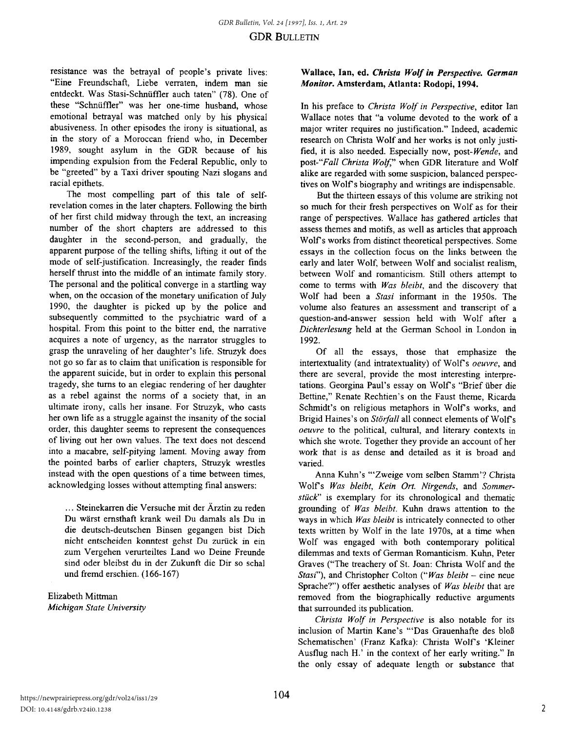resistance was the betrayal of people's private lives: "Eine Freundschaft, Liebe verraten, indem man sie entdeckt. Was Stasi-Schnüffler auch taten" (78). One of these "Schnüffler" was her one-time husband, whose emotional betrayal was matched only by his physical abusiveness. In other episodes the irony is situational, as in the story of a Moroccan friend who, in December 1989, sought asylum in the GDR because of his impending expulsion from the Federal Republic, only to be "greeted" by a Taxi driver spouting Nazi slogans and racial epithets.

The most compelling part of this tale of self-revelation comes in the later chapters. Following the birth of her first child midway through the text, an increasing number of the short chapters are addressed to this daughter in the second-person, and gradually, the apparent purpose of the telling shifts, lifting it out of the mode of self-justification. Increasingly, the reader finds herself thrust into the middle of an intimate family story. The personal and the political converge in a startling way when, on the occasion of the monetary unification of July 1990, the daughter is picked up by the police and subsequently committed to the psychiatric ward of a hospital. From this point to the bitter end, the narrative acquires a note of urgency, as the narrator struggles to grasp the unraveling of her daughter's life. Struzyk does not go so far as to claim that unification is responsible for the apparent suicide, but in order to explain this personal tragedy, she turns to an elegiac rendering of her daughter as a rebel against the norms of a society that, in an ultimate irony, calls her insane. For Struzyk, who casts her own life as a struggle against the insanity of the social order, this daughter seems to represent the consequences of living out her own values. The text does not descend into a macabre, self-pitying lament. Moving away from the pointed barbs of earlier chapters, Struzyk wrestles instead with the open questions of a time between times, acknowledging losses without attempting final answers:

> ... Steinekarren die Versuche mit der Ärztin zu reden Du wärst ernsthaft krank weil Du damals als Du in die deutsch-deutschen Binsen gegangen bist Dich nicht entscheiden konntest gehst Du zurück in ein zum Vergehen verurteiltes Land wo Deine Freunde sind oder bleibst du in der Zukunft die Dir so schal und fremd erschien. (166-167)

Elizabeth Mittman
*Michigan State University*

**Wallace, Ian, ed. *Christa Wolf in Perspective. German Monitor.* Amsterdam, Atlanta: Rodopi, 1994.**

In his preface to *Christa Wolf in Perspective*, editor Ian Wallace notes that "a volume devoted to the work of a major writer requires no justification." Indeed, academic research on Christa Wolf and her works is not only justified, it is also needed. Especially now, post-*Wende*, and post-"*Fall Christa Wolf*," when GDR literature and Wolf alike are regarded with some suspicion, balanced perspectives on Wolf's biography and writings are indispensable.

But the thirteen essays of this volume are striking not so much for their fresh perspectives on Wolf as for their range of perspectives. Wallace has gathered articles that assess themes and motifs, as well as articles that approach Wolf's works from distinct theoretical perspectives. Some essays in the collection focus on the links between the early and later Wolf, between Wolf and socialist realism, between Wolf and romanticism. Still others attempt to come to terms with *Was bleibt*, and the discovery that Wolf had been a *Stasi* informant in the 1950s. The volume also features an assessment and transcript of a question-and-answer session held with Wolf after a *Dichterlesung* held at the German School in London in 1992.

Of all the essays, those that emphasize the intertextuality (and intratextuality) of Wolf's *oeuvre*, and there are several, provide the most interesting interpretations. Georgina Paul's essay on Wolf's "Brief über die Bettine," Renate Rechtien's on the Faust theme, Ricarda Schmidt's on religious metaphors in Wolf's works, and Brigid Haines's on *Störfall* all connect elements of Wolf's *oeuvre* to the political, cultural, and literary contexts in which she wrote. Together they provide an account of her work that is as dense and detailed as it is broad and varied.

Anna Kuhn's "'Zweige vom selben Stamm'? Christa Wolf's *Was bleibt*, *Kein Ort. Nirgends*, and *Sommerstück*" is exemplary for its chronological and thematic grounding of *Was bleibt*. Kuhn draws attention to the ways in which *Was bleibt* is intricately connected to other texts written by Wolf in the late 1970s, at a time when Wolf was engaged with both contemporary political dilemmas and texts of German Romanticism. Kuhn, Peter Graves ("The treachery of St. Joan: Christa Wolf and the *Stasi*"), and Christopher Colton ("*Was bleibt* – eine neue Sprache?") offer aesthetic analyses of *Was bleibt* that are removed from the biographically reductive arguments that surrounded its publication.

*Christa Wolf in Perspective* is also notable for its inclusion of Martin Kane's "'Das Grauenhafte des bloß Schematischen' (Franz Kafka): Christa Wolf's 'Kleiner Ausflug nach H.' in the context of her early writing." In the only essay of adequate length or substance that